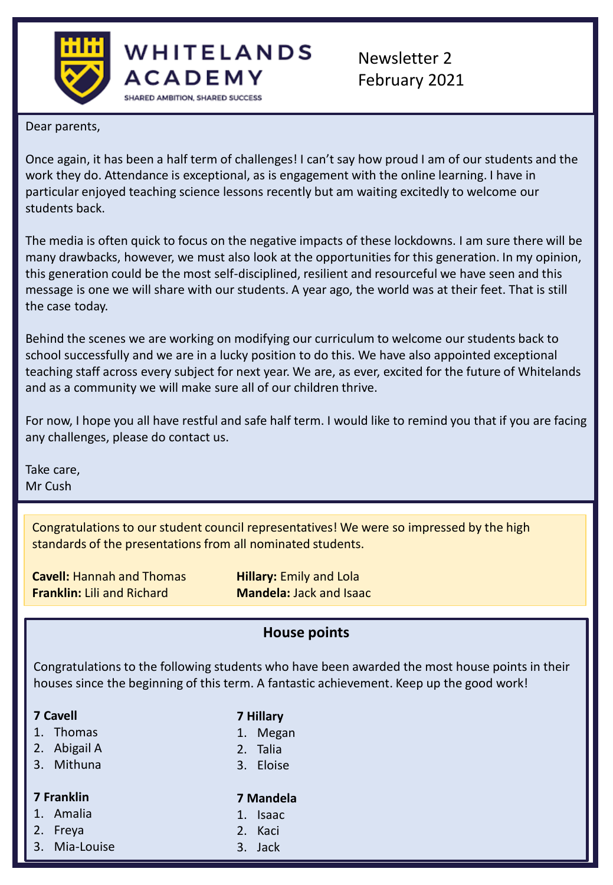# WHITELANDS ACADEMY

SHARED AMBITION, SHARED SUCCESS

Newsletter 2
February 2021

Dear parents,

Once again, it has been a half term of challenges! I can't say how proud I am of our students and the work they do. Attendance is exceptional, as is engagement with the online learning. I have in particular enjoyed teaching science lessons recently but am waiting excitedly to welcome our students back.

The media is often quick to focus on the negative impacts of these lockdowns. I am sure there will be many drawbacks, however, we must also look at the opportunities for this generation. In my opinion, this generation could be the most self-disciplined, resilient and resourceful we have seen and this message is one we will share with our students. A year ago, the world was at their feet. That is still the case today.

Behind the scenes we are working on modifying our curriculum to welcome our students back to school successfully and we are in a lucky position to do this. We have also appointed exceptional teaching staff across every subject for next year. We are, as ever, excited for the future of Whitelands and as a community we will make sure all of our children thrive.

For now, I hope you all have restful and safe half term. I would like to remind you that if you are facing any challenges, please do contact us.

Take care,
Mr Cush

Congratulations to our student council representatives! We were so impressed by the high standards of the presentations from all nominated students.

**Cavell:** Hannah and Thomas
**Franklin:** Lili and Richard
**Hillary:** Emily and Lola
**Mandela:** Jack and Isaac

## House points

Congratulations to the following students who have been awarded the most house points in their houses since the beginning of this term. A fantastic achievement. Keep up the good work!

**7 Cavell**
1. Thomas
2. Abigail A
3. Mithuna

**7 Franklin**
1. Amalia
2. Freya
3. Mia-Louise

**7 Hillary**
1. Megan
2. Talia
3. Eloise

**7 Mandela**
1. Isaac
2. Kaci
3. Jack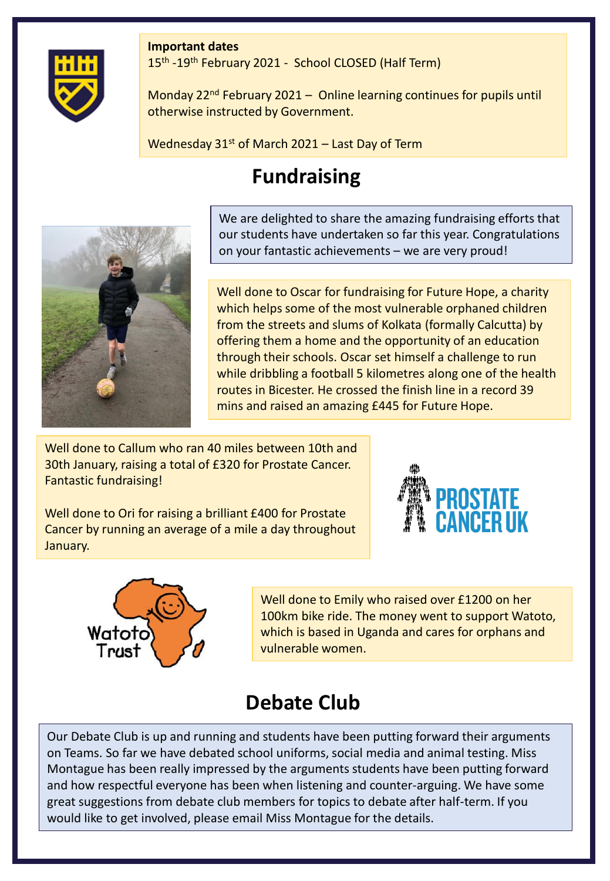**Important dates**

15th -19th February 2021 - School CLOSED (Half Term)

Monday 22nd February 2021 – Online learning continues for pupils until otherwise instructed by Government.

Wednesday 31st of March 2021 – Last Day of Term

## Fundraising

We are delighted to share the amazing fundraising efforts that our students have undertaken so far this year. Congratulations on your fantastic achievements – we are very proud!

Well done to Oscar for fundraising for Future Hope, a charity which helps some of the most vulnerable orphaned children from the streets and slums of Kolkata (formally Calcutta) by offering them a home and the opportunity of an education through their schools. Oscar set himself a challenge to run while dribbling a football 5 kilometres along one of the health routes in Bicester. He crossed the finish line in a record 39 mins and raised an amazing £445 for Future Hope.

Well done to Callum who ran 40 miles between 10th and 30th January, raising a total of £320 for Prostate Cancer. Fantastic fundraising!

Well done to Ori for raising a brilliant £400 for Prostate Cancer by running an average of a mile a day throughout January.

Well done to Emily who raised over £1200 on her 100km bike ride. The money went to support Watoto, which is based in Uganda and cares for orphans and vulnerable women.

## Debate Club

Our Debate Club is up and running and students have been putting forward their arguments on Teams. So far we have debated school uniforms, social media and animal testing. Miss Montague has been really impressed by the arguments students have been putting forward and how respectful everyone has been when listening and counter-arguing. We have some great suggestions from debate club members for topics to debate after half-term. If you would like to get involved, please email Miss Montague for the details.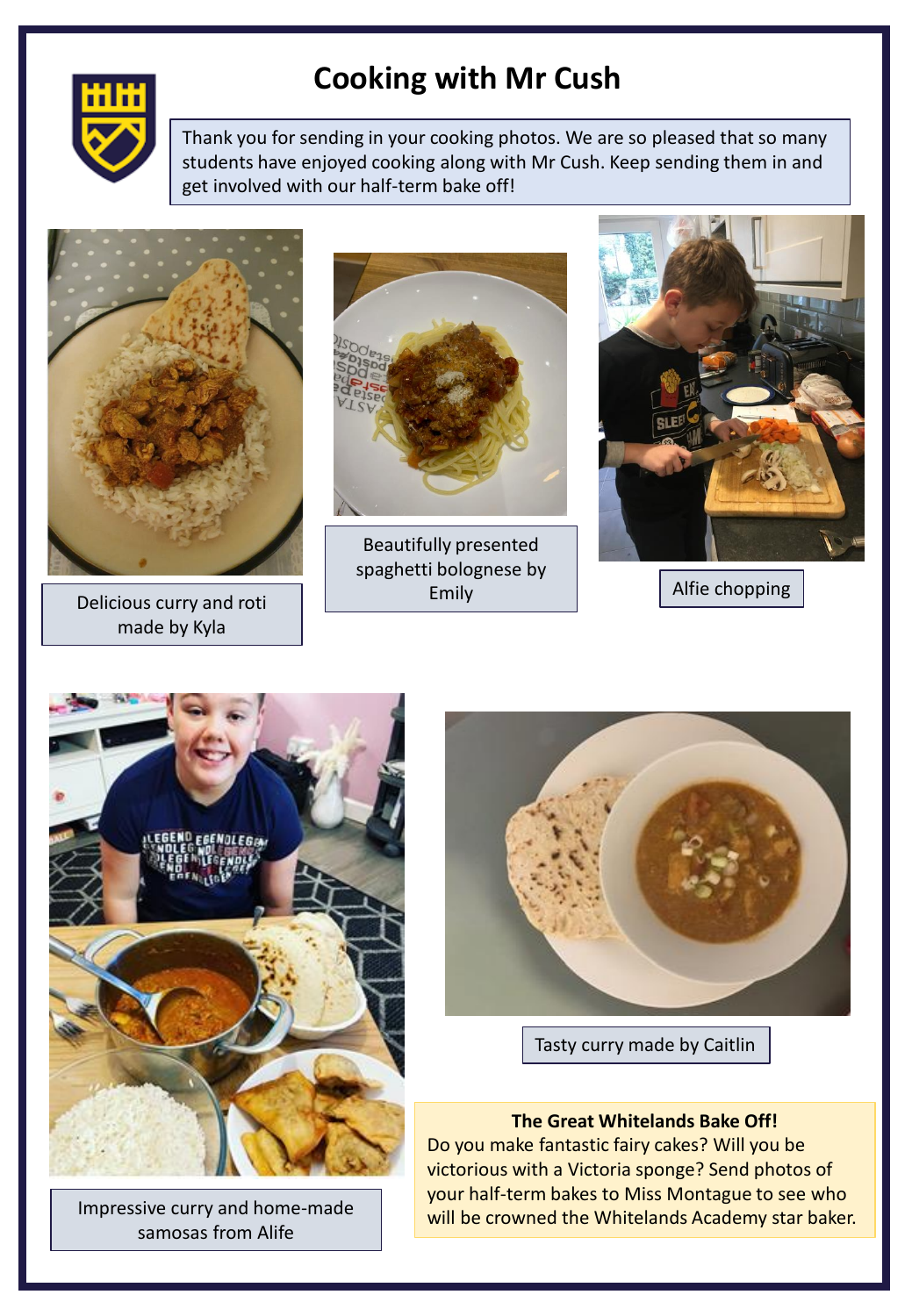# Cooking with Mr Cush

Thank you for sending in your cooking photos. We are so pleased that so many students have enjoyed cooking along with Mr Cush. Keep sending them in and get involved with our half-term bake off!

Delicious curry and roti made by Kyla

Beautifully presented spaghetti bolognese by Emily

Alfie chopping

Impressive curry and home-made samosas from Alife

Tasty curry made by Caitlin

**The Great Whitelands Bake Off!**

Do you make fantastic fairy cakes? Will you be victorious with a Victoria sponge? Send photos of your half-term bakes to Miss Montague to see who will be crowned the Whitelands Academy star baker.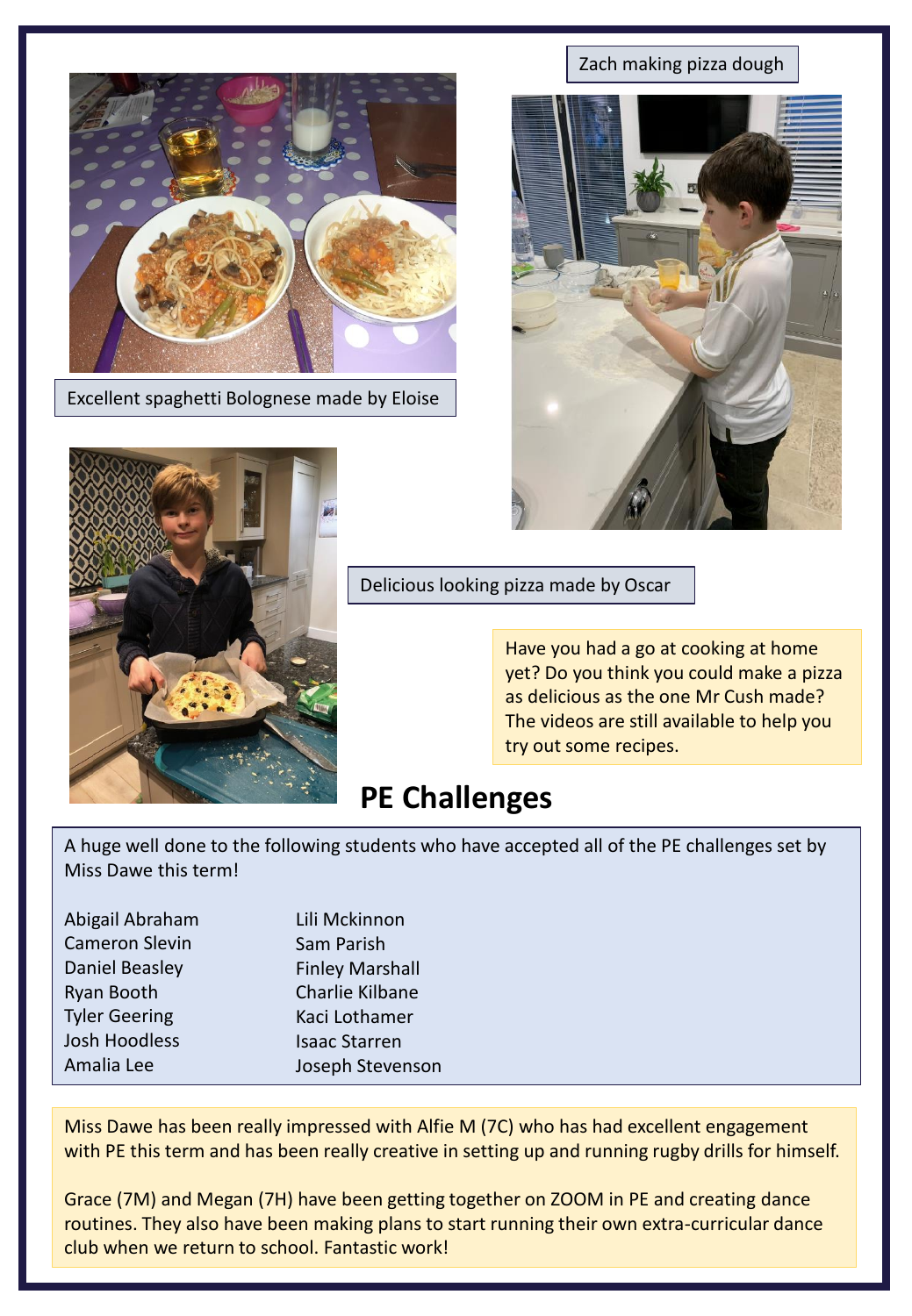Excellent spaghetti Bolognese made by Eloise

Zach making pizza dough

Delicious looking pizza made by Oscar

Have you had a go at cooking at home yet? Do you think you could make a pizza as delicious as the one Mr Cush made? The videos are still available to help you try out some recipes.

## PE Challenges

A huge well done to the following students who have accepted all of the PE challenges set by Miss Dawe this term!

- Abigail Abraham
- Cameron Slevin
- Daniel Beasley
- Ryan Booth
- Tyler Geering
- Josh Hoodless
- Amalia Lee
- Lili Mckinnon
- Sam Parish
- Finley Marshall
- Charlie Kilbane
- Kaci Lothamer
- Isaac Starren
- Joseph Stevenson

Miss Dawe has been really impressed with Alfie M (7C) who has had excellent engagement with PE this term and has been really creative in setting up and running rugby drills for himself.

Grace (7M) and Megan (7H) have been getting together on ZOOM in PE and creating dance routines. They also have been making plans to start running their own extra-curricular dance club when we return to school. Fantastic work!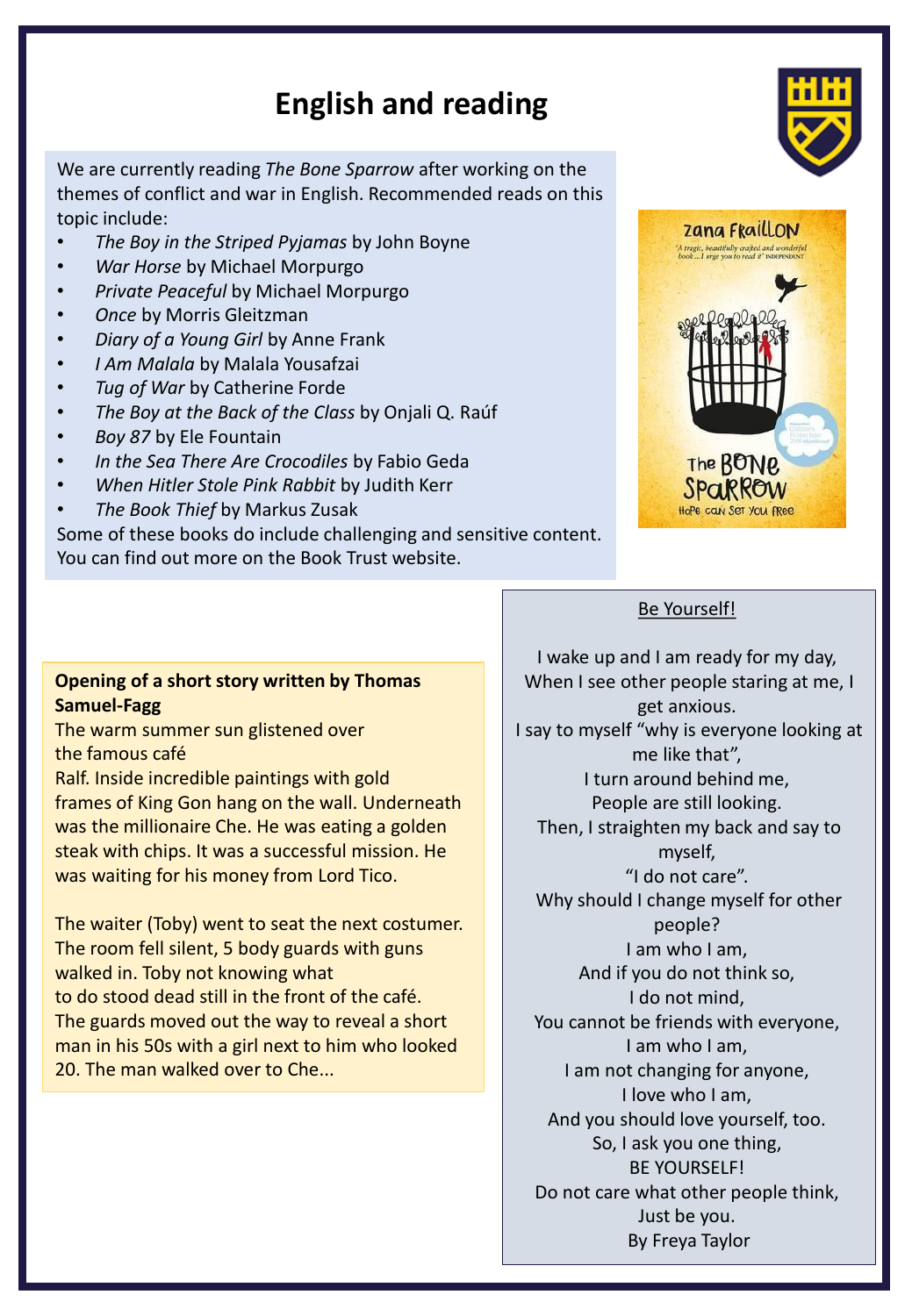# English and reading

We are currently reading *The Bone Sparrow* after working on the themes of conflict and war in English. Recommended reads on this topic include:

- *The Boy in the Striped Pyjamas* by John Boyne
- *War Horse* by Michael Morpurgo
- *Private Peaceful* by Michael Morpurgo
- *Once* by Morris Gleitzman
- *Diary of a Young Girl* by Anne Frank
- *I Am Malala* by Malala Yousafzai
- *Tug of War* by Catherine Forde
- *The Boy at the Back of the Class* by Onjali Q. Raúf
- *Boy 87* by Ele Fountain
- *In the Sea There Are Crocodiles* by Fabio Geda
- *When Hitler Stole Pink Rabbit* by Judith Kerr
- *The Book Thief* by Markus Zusak

Some of these books do include challenging and sensitive content. You can find out more on the Book Trust website.

**Opening of a short story written by Thomas Samuel-Fagg**

The warm summer sun glistened over the famous café Ralf. Inside incredible paintings with gold frames of King Gon hang on the wall. Underneath was the millionaire Che. He was eating a golden steak with chips. It was a successful mission. He was waiting for his money from Lord Tico.

The waiter (Toby) went to seat the next costumer. The room fell silent, 5 body guards with guns walked in. Toby not knowing what to do stood dead still in the front of the café. The guards moved out the way to reveal a short man in his 50s with a girl next to him who looked 20. The man walked over to Che...

<u>Be Yourself!</u>

I wake up and I am ready for my day,
When I see other people staring at me, I get anxious.
I say to myself "why is everyone looking at me like that",
I turn around behind me,
People are still looking.
Then, I straighten my back and say to myself,
"I do not care".
Why should I change myself for other people?
I am who I am,
And if you do not think so,
I do not mind,
You cannot be friends with everyone,
I am who I am,
I am not changing for anyone,
I love who I am,
And you should love yourself, too.
So, I ask you one thing,
BE YOURSELF!
Do not care what other people think,
Just be you.
By Freya Taylor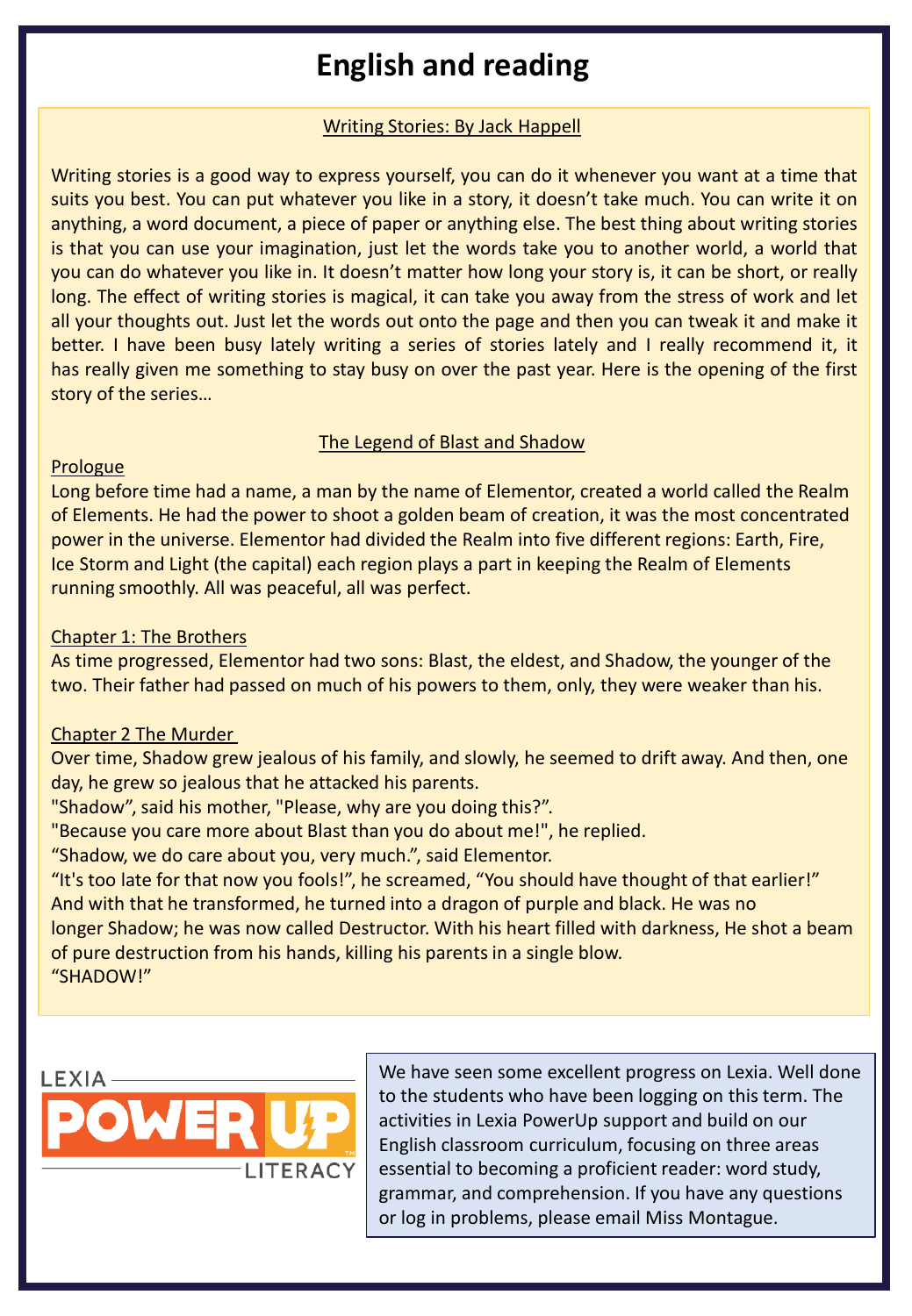# English and reading

Writing Stories: By Jack Happell

Writing stories is a good way to express yourself, you can do it whenever you want at a time that suits you best. You can put whatever you like in a story, it doesn't take much. You can write it on anything, a word document, a piece of paper or anything else. The best thing about writing stories is that you can use your imagination, just let the words take you to another world, a world that you can do whatever you like in. It doesn't matter how long your story is, it can be short, or really long. The effect of writing stories is magical, it can take you away from the stress of work and let all your thoughts out. Just let the words out onto the page and then you can tweak it and make it better. I have been busy lately writing a series of stories lately and I really recommend it, it has really given me something to stay busy on over the past year. Here is the opening of the first story of the series…

The Legend of Blast and Shadow

Prologue

Long before time had a name, a man by the name of Elementor, created a world called the Realm of Elements. He had the power to shoot a golden beam of creation, it was the most concentrated power in the universe. Elementor had divided the Realm into five different regions: Earth, Fire, Ice Storm and Light (the capital) each region plays a part in keeping the Realm of Elements running smoothly. All was peaceful, all was perfect.

Chapter 1: The Brothers

As time progressed, Elementor had two sons: Blast, the eldest, and Shadow, the younger of the two. Their father had passed on much of his powers to them, only, they were weaker than his.

Chapter 2 The Murder

Over time, Shadow grew jealous of his family, and slowly, he seemed to drift away. And then, one day, he grew so jealous that he attacked his parents.

"Shadow", said his mother, "Please, why are you doing this?".

"Because you care more about Blast than you do about me!", he replied.

"Shadow, we do care about you, very much.", said Elementor.

"It's too late for that now you fools!", he screamed, "You should have thought of that earlier!" And with that he transformed, he turned into a dragon of purple and black. He was no longer Shadow; he was now called Destructor. With his heart filled with darkness, He shot a beam of pure destruction from his hands, killing his parents in a single blow.

"SHADOW!"

LEXIA POWER UP LITERACY

We have seen some excellent progress on Lexia. Well done to the students who have been logging on this term. The activities in Lexia PowerUp support and build on our English classroom curriculum, focusing on three areas essential to becoming a proficient reader: word study, grammar, and comprehension. If you have any questions or log in problems, please email Miss Montague.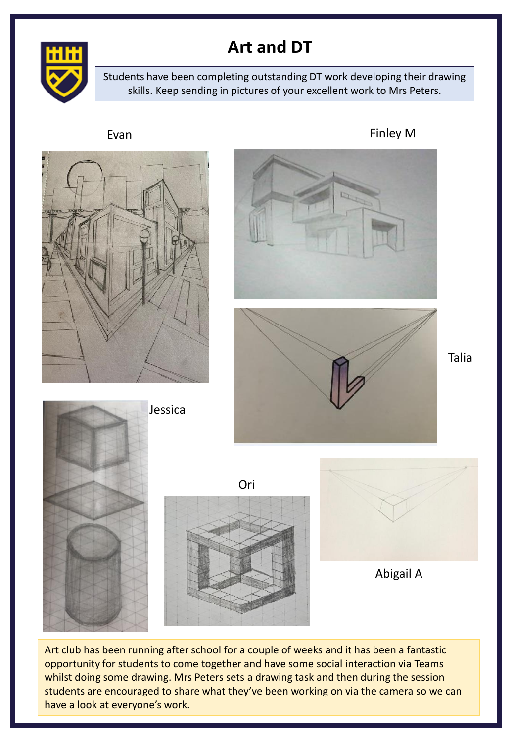# Art and DT

Students have been completing outstanding DT work developing their drawing skills. Keep sending in pictures of your excellent work to Mrs Peters.

Evan

Finley M

Talia

Jessica

Ori

Abigail A

Art club has been running after school for a couple of weeks and it has been a fantastic opportunity for students to come together and have some social interaction via Teams whilst doing some drawing. Mrs Peters sets a drawing task and then during the session students are encouraged to share what they've been working on via the camera so we can have a look at everyone's work.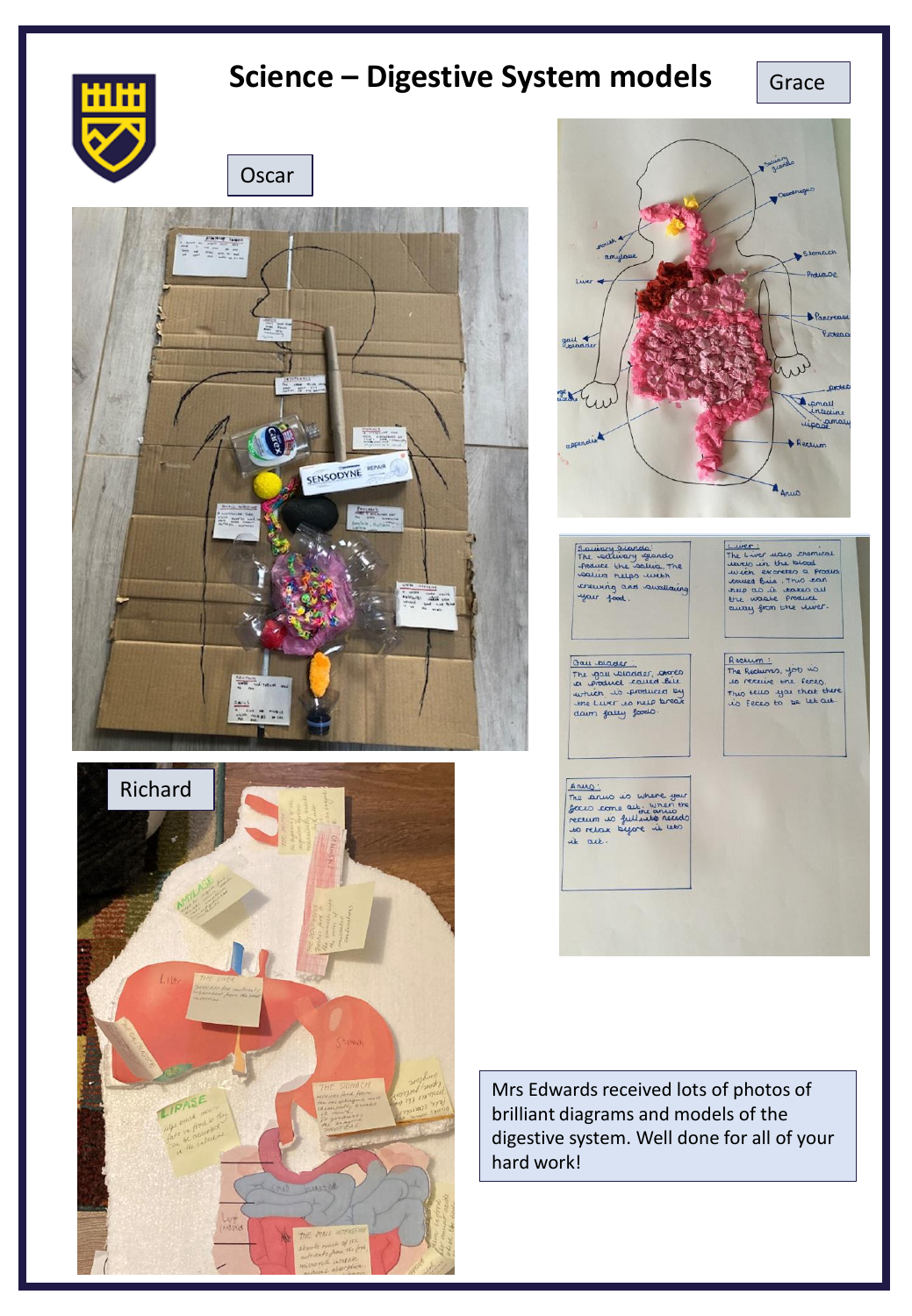# Science – Digestive System models

Oscar

Grace

Richard

Mrs Edwards received lots of photos of brilliant diagrams and models of the digestive system. Well done for all of your hard work!